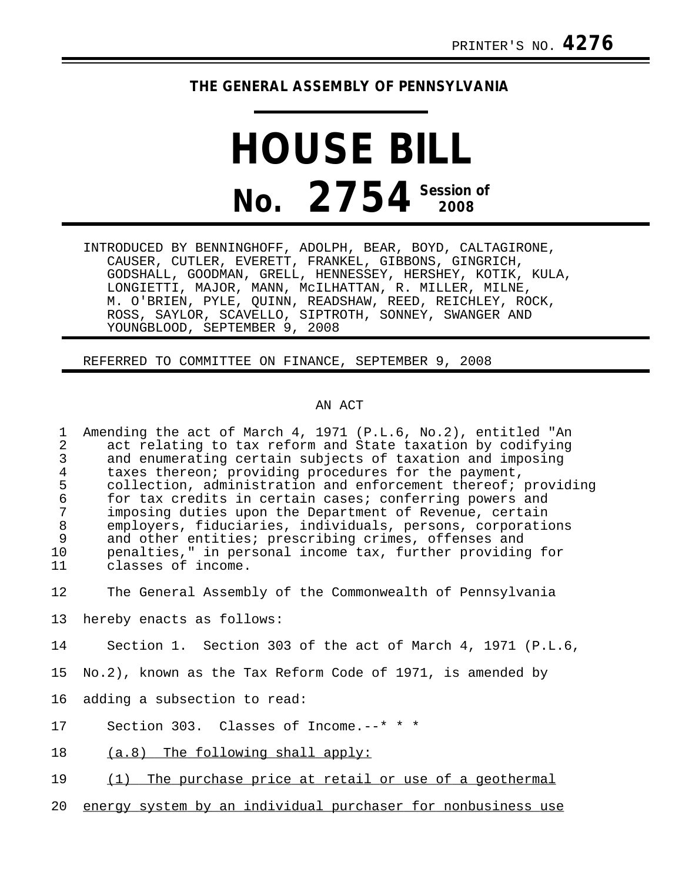PRINTER'S NO. **4276**

# THE GENERAL ASSEMBLY OF PENNSYLVANIA

# HOUSE BILL

## No. 2754 Session of 2008

INTRODUCED BY BENNINGHOFF, ADOLPH, BEAR, BOYD, CALTAGIRONE, CAUSER, CUTLER, EVERETT, FRANKEL, GIBBONS, GINGRICH, GODSHALL, GOODMAN, GRELL, HENNESSEY, HERSHEY, KOTIK, KULA, LONGIETTI, MAJOR, MANN, McILHATTAN, R. MILLER, MILNE, M. O'BRIEN, PYLE, QUINN, READSHAW, REED, REICHLEY, ROCK, ROSS, SAYLOR, SCAVELLO, SIPTROTH, SONNEY, SWANGER AND YOUNGBLOOD, SEPTEMBER 9, 2008

REFERRED TO COMMITTEE ON FINANCE, SEPTEMBER 9, 2008

AN ACT

Amending the act of March 4, 1971 (P.L.6, No.2), entitled "An act relating to tax reform and State taxation by codifying and enumerating certain subjects of taxation and imposing taxes thereon; providing procedures for the payment, collection, administration and enforcement thereof; providing for tax credits in certain cases; conferring powers and imposing duties upon the Department of Revenue, certain employers, fiduciaries, individuals, persons, corporations and other entities; prescribing crimes, offenses and penalties," in personal income tax, further providing for classes of income.

The General Assembly of the Commonwealth of Pennsylvania hereby enacts as follows:

Section 1. Section 303 of the act of March 4, 1971 (P.L.6, No.2), known as the Tax Reform Code of 1971, is amended by adding a subsection to read:

Section 303. Classes of Income.--* * *

<u>(a.8) The following shall apply:</u>

<u>(1) The purchase price at retail or use of a geothermal energy system by an individual purchaser for nonbusiness use</u>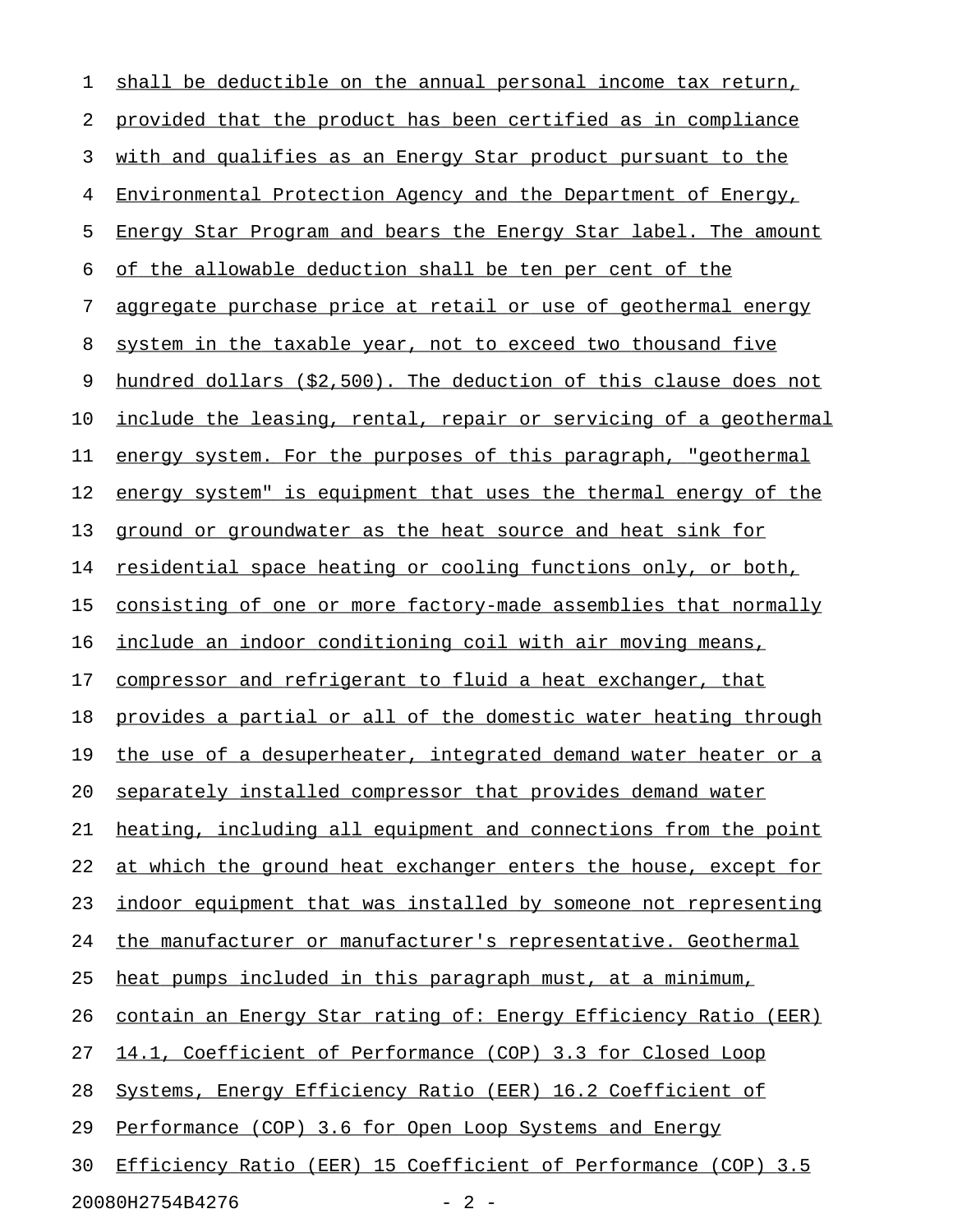shall be deductible on the annual personal income tax return, provided that the product has been certified as in compliance with and qualifies as an Energy Star product pursuant to the Environmental Protection Agency and the Department of Energy, Energy Star Program and bears the Energy Star label. The amount of the allowable deduction shall be ten per cent of the aggregate purchase price at retail or use of geothermal energy system in the taxable year, not to exceed two thousand five hundred dollars ($2,500). The deduction of this clause does not include the leasing, rental, repair or servicing of a geothermal energy system. For the purposes of this paragraph, "geothermal energy system" is equipment that uses the thermal energy of the ground or groundwater as the heat source and heat sink for residential space heating or cooling functions only, or both, consisting of one or more factory-made assemblies that normally include an indoor conditioning coil with air moving means, compressor and refrigerant to fluid a heat exchanger, that provides a partial or all of the domestic water heating through the use of a desuperheater, integrated demand water heater or a separately installed compressor that provides demand water heating, including all equipment and connections from the point at which the ground heat exchanger enters the house, except for indoor equipment that was installed by someone not representing the manufacturer or manufacturer's representative. Geothermal heat pumps included in this paragraph must, at a minimum, contain an Energy Star rating of: Energy Efficiency Ratio (EER) 14.1, Coefficient of Performance (COP) 3.3 for Closed Loop Systems, Energy Efficiency Ratio (EER) 16.2 Coefficient of Performance (COP) 3.6 for Open Loop Systems and Energy Efficiency Ratio (EER) 15 Coefficient of Performance (COP) 3.5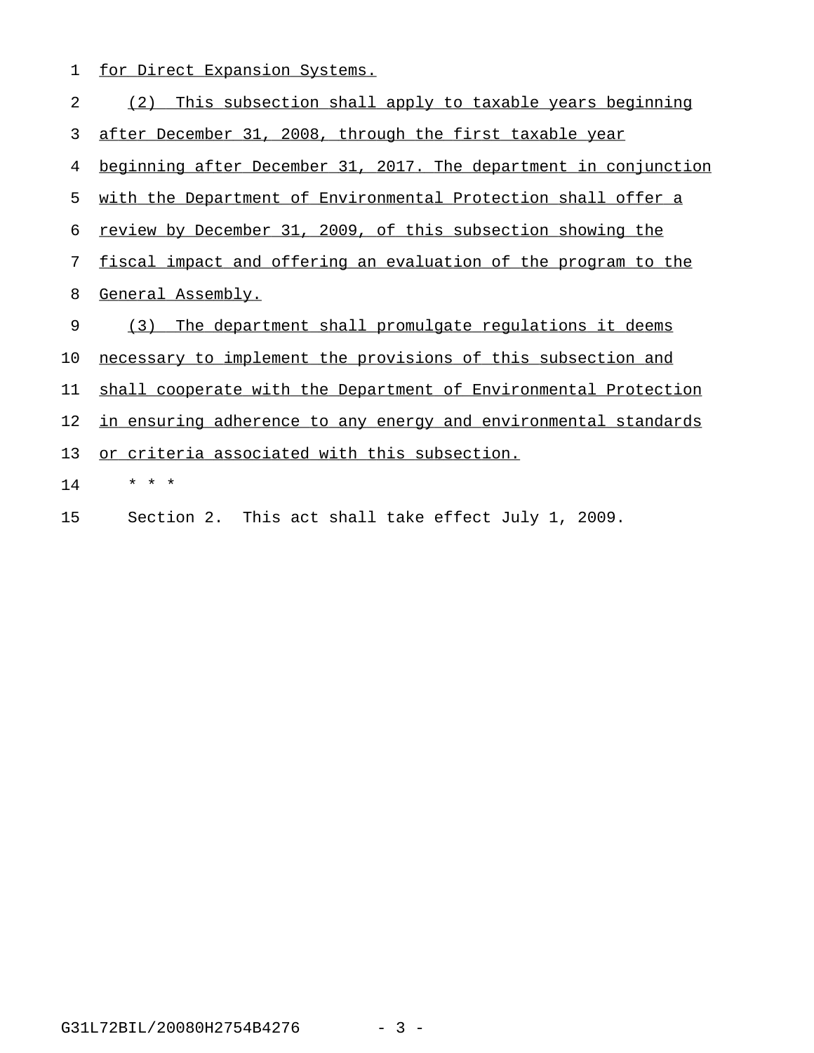for Direct Expansion Systems.

(2) This subsection shall apply to taxable years beginning after December 31, 2008, through the first taxable year beginning after December 31, 2017. The department in conjunction with the Department of Environmental Protection shall offer a review by December 31, 2009, of this subsection showing the fiscal impact and offering an evaluation of the program to the General Assembly.

(3) The department shall promulgate regulations it deems necessary to implement the provisions of this subsection and shall cooperate with the Department of Environmental Protection in ensuring adherence to any energy and environmental standards or criteria associated with this subsection.

\* \* \*

Section 2. This act shall take effect July 1, 2009.